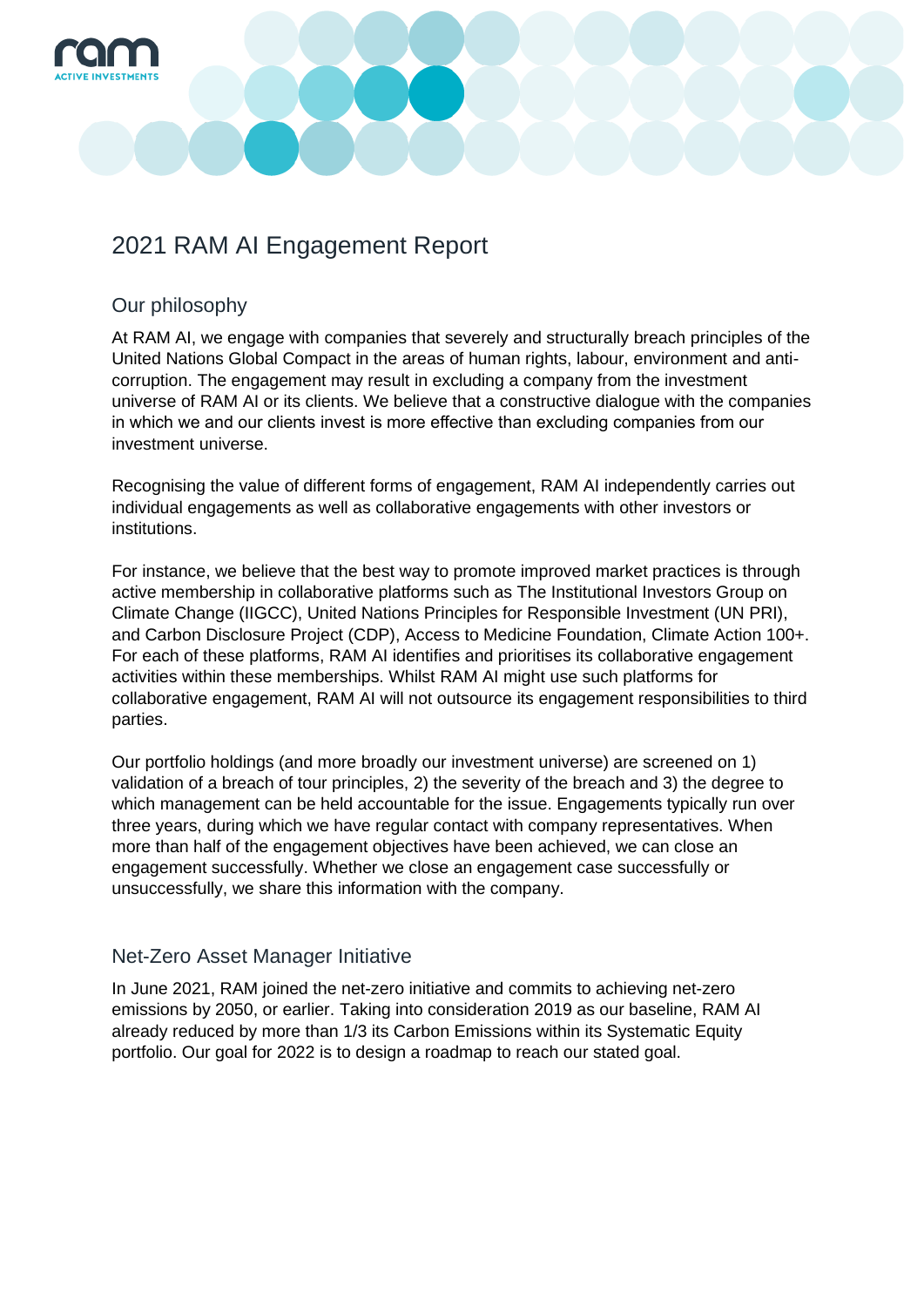# 2021 RAM AI Engagement Report

## Our philosophy

At RAM AI, we engage with companies that severely and structurally breach principles of the United Nations Global Compact in the areas of human rights, labour, environment and anti-corruption. The engagement may result in excluding a company from the investment universe of RAM AI or its clients. We believe that a constructive dialogue with the companies in which we and our clients invest is more effective than excluding companies from our investment universe.

Recognising the value of different forms of engagement, RAM AI independently carries out individual engagements as well as collaborative engagements with other investors or institutions.

For instance, we believe that the best way to promote improved market practices is through active membership in collaborative platforms such as The Institutional Investors Group on Climate Change (IIGCC), United Nations Principles for Responsible Investment (UN PRI), and Carbon Disclosure Project (CDP), Access to Medicine Foundation, Climate Action 100+. For each of these platforms, RAM AI identifies and prioritises its collaborative engagement activities within these memberships. Whilst RAM AI might use such platforms for collaborative engagement, RAM AI will not outsource its engagement responsibilities to third parties.

Our portfolio holdings (and more broadly our investment universe) are screened on 1) validation of a breach of tour principles, 2) the severity of the breach and 3) the degree to which management can be held accountable for the issue. Engagements typically run over three years, during which we have regular contact with company representatives. When more than half of the engagement objectives have been achieved, we can close an engagement successfully. Whether we close an engagement case successfully or unsuccessfully, we share this information with the company.

## Net-Zero Asset Manager Initiative

In June 2021, RAM joined the net-zero initiative and commits to achieving net-zero emissions by 2050, or earlier. Taking into consideration 2019 as our baseline, RAM AI already reduced by more than 1/3 its Carbon Emissions within its Systematic Equity portfolio. Our goal for 2022 is to design a roadmap to reach our stated goal.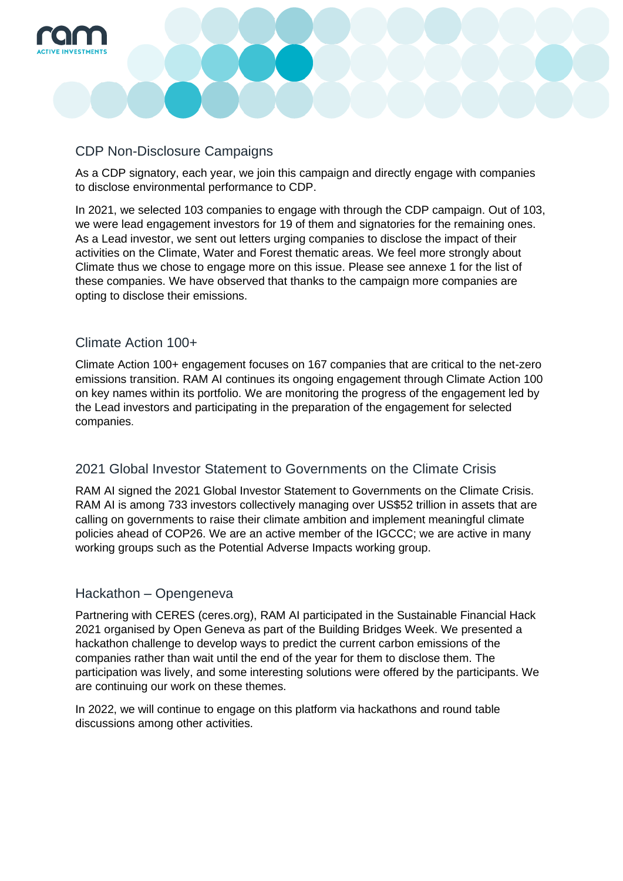## CDP Non-Disclosure Campaigns

As a CDP signatory, each year, we join this campaign and directly engage with companies to disclose environmental performance to CDP.

In 2021, we selected 103 companies to engage with through the CDP campaign. Out of 103, we were lead engagement investors for 19 of them and signatories for the remaining ones. As a Lead investor, we sent out letters urging companies to disclose the impact of their activities on the Climate, Water and Forest thematic areas. We feel more strongly about Climate thus we chose to engage more on this issue. Please see annexe 1 for the list of these companies. We have observed that thanks to the campaign more companies are opting to disclose their emissions.

## Climate Action 100+

Climate Action 100+ engagement focuses on 167 companies that are critical to the net-zero emissions transition. RAM AI continues its ongoing engagement through Climate Action 100 on key names within its portfolio. We are monitoring the progress of the engagement led by the Lead investors and participating in the preparation of the engagement for selected companies.

## 2021 Global Investor Statement to Governments on the Climate Crisis

RAM AI signed the 2021 Global Investor Statement to Governments on the Climate Crisis. RAM AI is among 733 investors collectively managing over US$52 trillion in assets that are calling on governments to raise their climate ambition and implement meaningful climate policies ahead of COP26. We are an active member of the IGCCC; we are active in many working groups such as the Potential Adverse Impacts working group.

## Hackathon – Opengeneva

Partnering with CERES (ceres.org), RAM AI participated in the Sustainable Financial Hack 2021 organised by Open Geneva as part of the Building Bridges Week. We presented a hackathon challenge to develop ways to predict the current carbon emissions of the companies rather than wait until the end of the year for them to disclose them. The participation was lively, and some interesting solutions were offered by the participants. We are continuing our work on these themes.

In 2022, we will continue to engage on this platform via hackathons and round table discussions among other activities.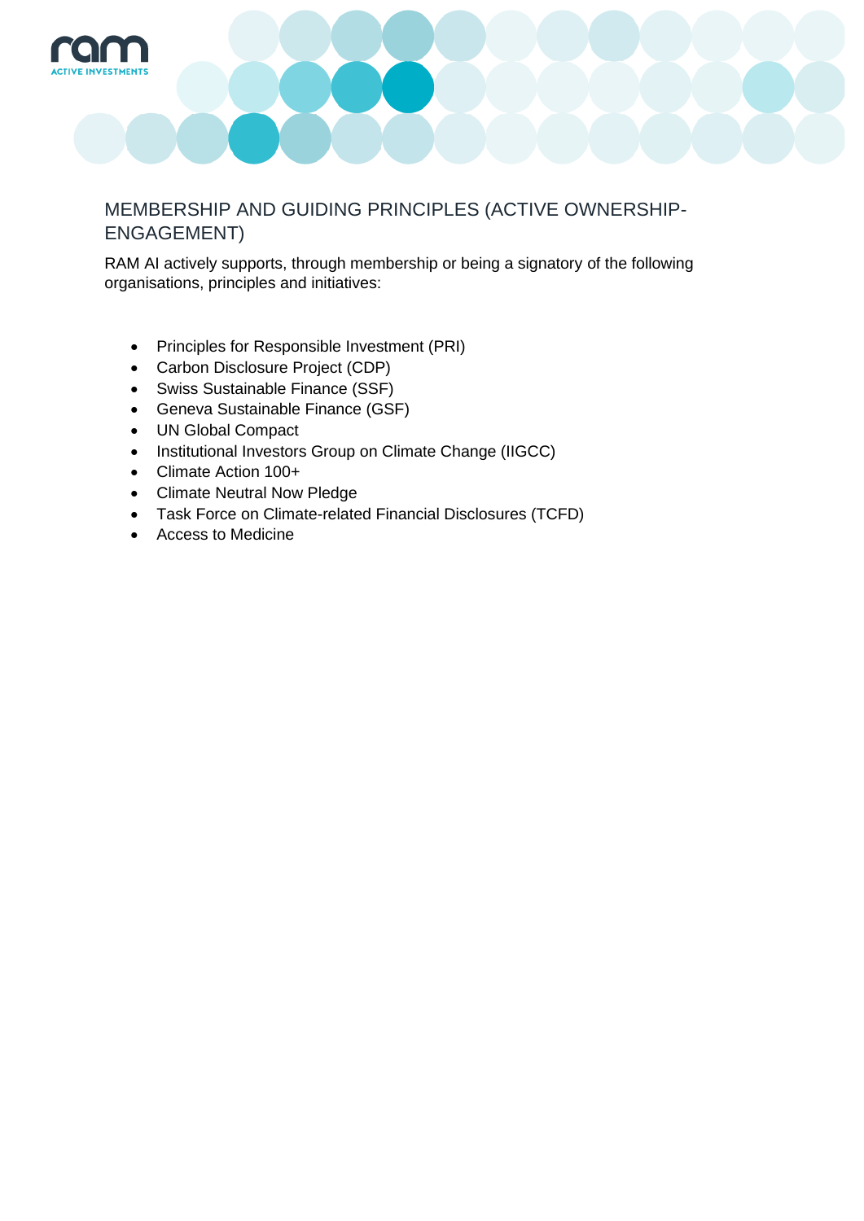## MEMBERSHIP AND GUIDING PRINCIPLES (ACTIVE OWNERSHIP-ENGAGEMENT)

RAM AI actively supports, through membership or being a signatory of the following organisations, principles and initiatives:

- Principles for Responsible Investment (PRI)
- Carbon Disclosure Project (CDP)
- Swiss Sustainable Finance (SSF)
- Geneva Sustainable Finance (GSF)
- UN Global Compact
- Institutional Investors Group on Climate Change (IIGCC)
- Climate Action 100+
- Climate Neutral Now Pledge
- Task Force on Climate-related Financial Disclosures (TCFD)
- Access to Medicine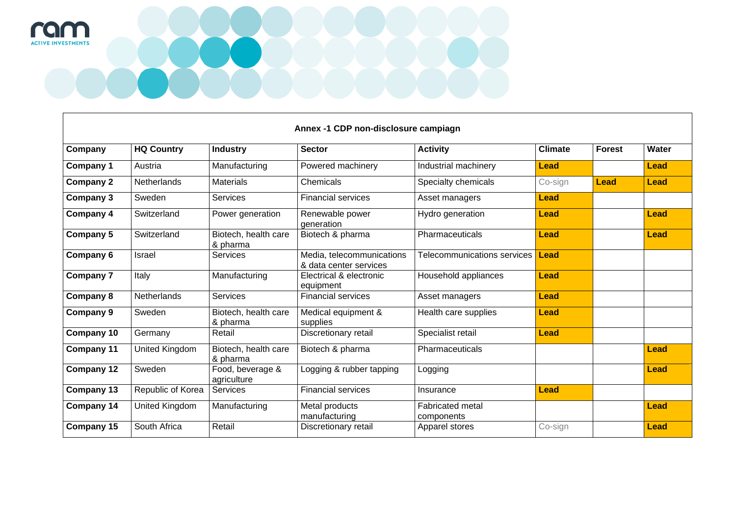**Annex -1 CDP non-disclosure campiagn**

| Company | HQ Country | Industry | Sector | Activity | Climate | Forest | Water |
|---|---|---|---|---|---|---|---|
| **Company 1** | Austria | Manufacturing | Powered machinery | Industrial machinery | **Lead** | | **Lead** |
| **Company 2** | Netherlands | Materials | Chemicals | Specialty chemicals | Co-sign | **Lead** | **Lead** |
| **Company 3** | Sweden | Services | Financial services | Asset managers | **Lead** | | |
| **Company 4** | Switzerland | Power generation | Renewable power generation | Hydro generation | **Lead** | | **Lead** |
| **Company 5** | Switzerland | Biotech, health care & pharma | Biotech & pharma | Pharmaceuticals | **Lead** | | **Lead** |
| **Company 6** | Israel | Services | Media, telecommunications & data center services | Telecommunications services | **Lead** | | |
| **Company 7** | Italy | Manufacturing | Electrical & electronic equipment | Household appliances | **Lead** | | |
| **Company 8** | Netherlands | Services | Financial services | Asset managers | **Lead** | | |
| **Company 9** | Sweden | Biotech, health care & pharma | Medical equipment & supplies | Health care supplies | **Lead** | | |
| **Company 10** | Germany | Retail | Discretionary retail | Specialist retail | **Lead** | | |
| **Company 11** | United Kingdom | Biotech, health care & pharma | Biotech & pharma | Pharmaceuticals | | | **Lead** |
| **Company 12** | Sweden | Food, beverage & agriculture | Logging & rubber tapping | Logging | | | **Lead** |
| **Company 13** | Republic of Korea | Services | Financial services | Insurance | **Lead** | | |
| **Company 14** | United Kingdom | Manufacturing | Metal products manufacturing | Fabricated metal components | | | **Lead** |
| **Company 15** | South Africa | Retail | Discretionary retail | Apparel stores | Co-sign | | **Lead** |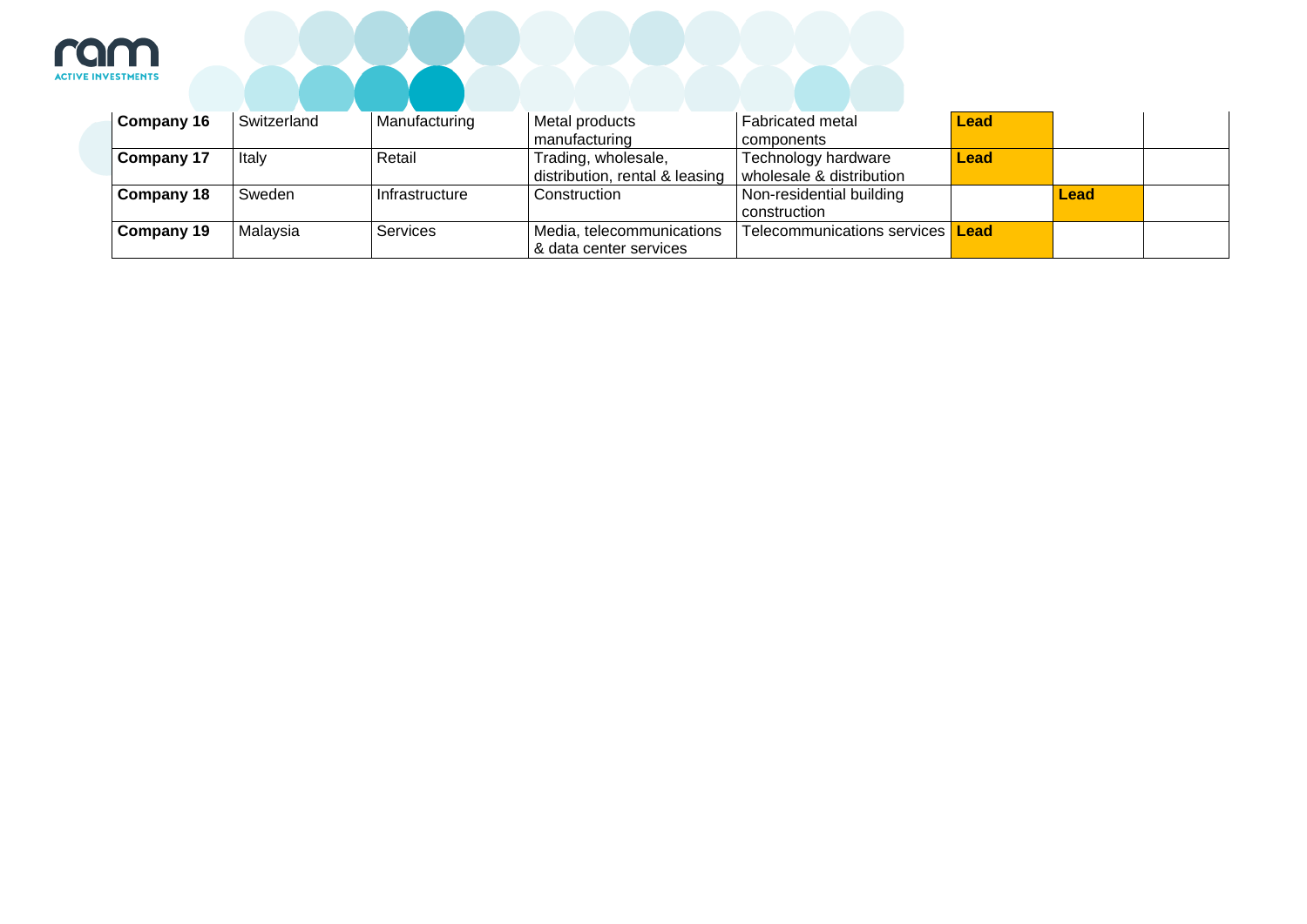| | | | | | | | |
|---|---|---|---|---|---|---|---|
| **Company 16** | Switzerland | Manufacturing | Metal products manufacturing | Fabricated metal components | **Lead** | | |
| **Company 17** | Italy | Retail | Trading, wholesale, distribution, rental & leasing | Technology hardware wholesale & distribution | **Lead** | | |
| **Company 18** | Sweden | Infrastructure | Construction | Non-residential building construction | | **Lead** | |
| **Company 19** | Malaysia | Services | Media, telecommunications & data center services | Telecommunications services | **Lead** | | |